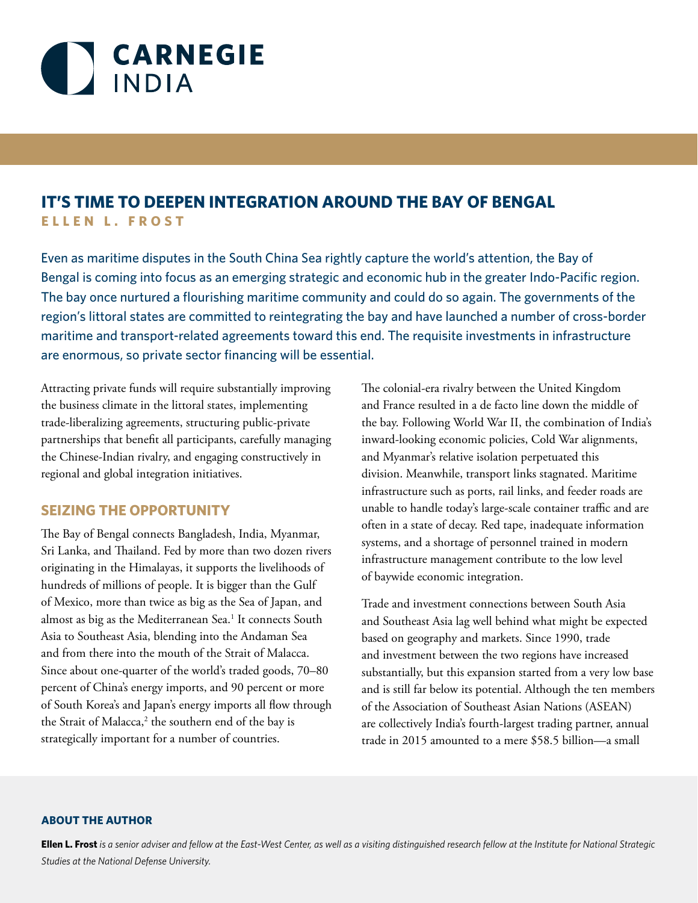CARNEGIE INDIA

# IT'S TIME TO DEEPEN INTEGRATION AROUND THE BAY OF BENGAL

**ELLEN L. FROST**

Even as maritime disputes in the South China Sea rightly capture the world's attention, the Bay of Bengal is coming into focus as an emerging strategic and economic hub in the greater Indo-Pacific region. The bay once nurtured a flourishing maritime community and could do so again. The governments of the region's littoral states are committed to reintegrating the bay and have launched a number of cross-border maritime and transport-related agreements toward this end. The requisite investments in infrastructure are enormous, so private sector financing will be essential.

Attracting private funds will require substantially improving the business climate in the littoral states, implementing trade-liberalizing agreements, structuring public-private partnerships that benefit all participants, carefully managing the Chinese-Indian rivalry, and engaging constructively in regional and global integration initiatives.

## SEIZING THE OPPORTUNITY

The Bay of Bengal connects Bangladesh, India, Myanmar, Sri Lanka, and Thailand. Fed by more than two dozen rivers originating in the Himalayas, it supports the livelihoods of hundreds of millions of people. It is bigger than the Gulf of Mexico, more than twice as big as the Sea of Japan, and almost as big as the Mediterranean Sea.[1] It connects South Asia to Southeast Asia, blending into the Andaman Sea and from there into the mouth of the Strait of Malacca. Since about one-quarter of the world's traded goods, 70–80 percent of China's energy imports, and 90 percent or more of South Korea's and Japan's energy imports all flow through the Strait of Malacca,[2] the southern end of the bay is strategically important for a number of countries.

The colonial-era rivalry between the United Kingdom and France resulted in a de facto line down the middle of the bay. Following World War II, the combination of India's inward-looking economic policies, Cold War alignments, and Myanmar's relative isolation perpetuated this division. Meanwhile, transport links stagnated. Maritime infrastructure such as ports, rail links, and feeder roads are unable to handle today's large-scale container traffic and are often in a state of decay. Red tape, inadequate information systems, and a shortage of personnel trained in modern infrastructure management contribute to the low level of baywide economic integration.

Trade and investment connections between South Asia and Southeast Asia lag well behind what might be expected based on geography and markets. Since 1990, trade and investment between the two regions have increased substantially, but this expansion started from a very low base and is still far below its potential. Although the ten members of the Association of Southeast Asian Nations (ASEAN) are collectively India's fourth-largest trading partner, annual trade in 2015 amounted to a mere $58.5 billion—a small

### ABOUT THE AUTHOR

**Ellen L. Frost** *is a senior adviser and fellow at the East-West Center, as well as a visiting distinguished research fellow at the Institute for National Strategic Studies at the National Defense University.*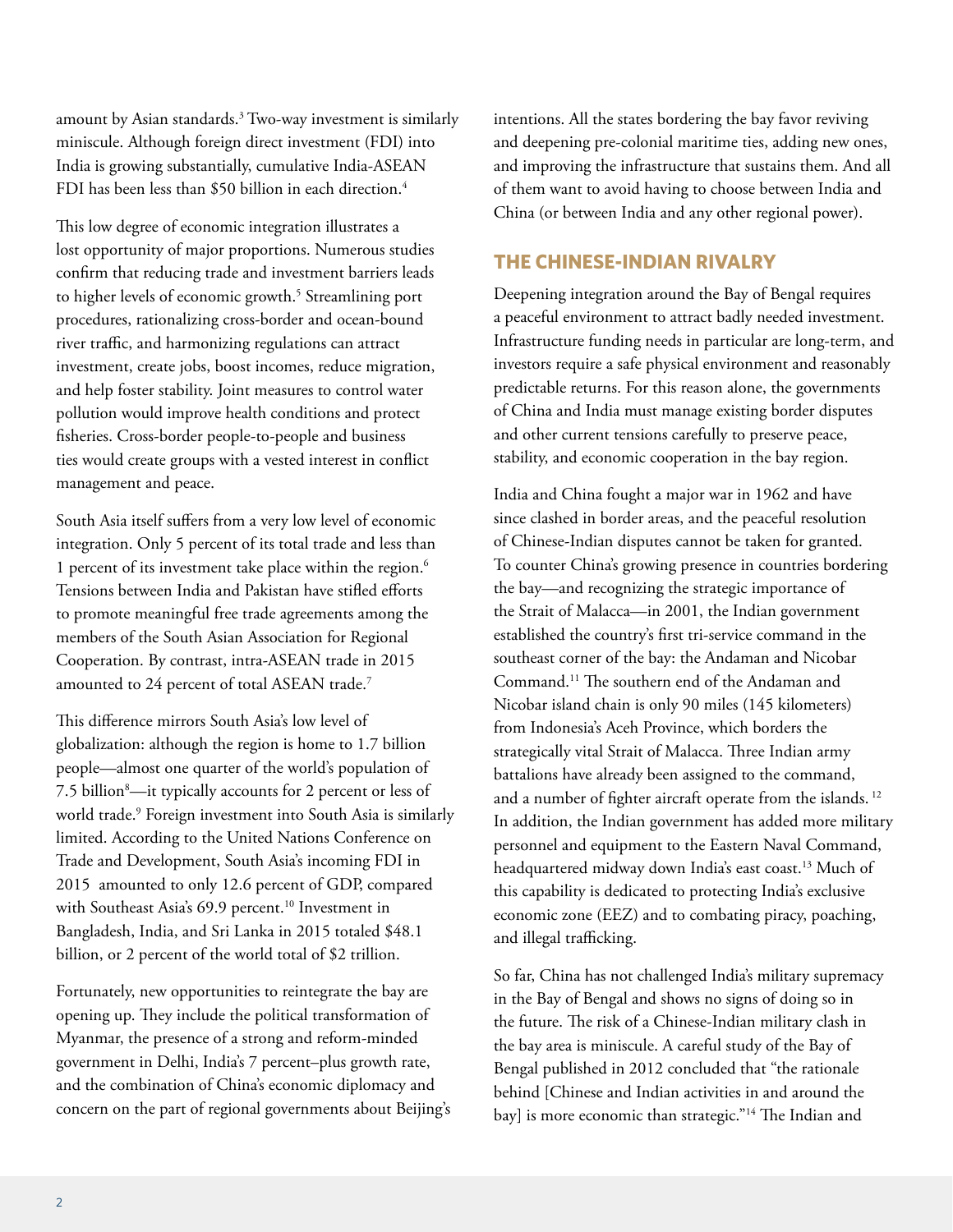amount by Asian standards.[3] Two-way investment is similarly miniscule. Although foreign direct investment (FDI) into India is growing substantially, cumulative India-ASEAN FDI has been less than $50 billion in each direction.[4]

This low degree of economic integration illustrates a lost opportunity of major proportions. Numerous studies confirm that reducing trade and investment barriers leads to higher levels of economic growth.[5] Streamlining port procedures, rationalizing cross-border and ocean-bound river traffic, and harmonizing regulations can attract investment, create jobs, boost incomes, reduce migration, and help foster stability. Joint measures to control water pollution would improve health conditions and protect fisheries. Cross-border people-to-people and business ties would create groups with a vested interest in conflict management and peace.

South Asia itself suffers from a very low level of economic integration. Only 5 percent of its total trade and less than 1 percent of its investment take place within the region.[6] Tensions between India and Pakistan have stifled efforts to promote meaningful free trade agreements among the members of the South Asian Association for Regional Cooperation. By contrast, intra-ASEAN trade in 2015 amounted to 24 percent of total ASEAN trade.[7]

This difference mirrors South Asia's low level of globalization: although the region is home to 1.7 billion people—almost one quarter of the world's population of 7.5 billion[8]—it typically accounts for 2 percent or less of world trade.[9] Foreign investment into South Asia is similarly limited. According to the United Nations Conference on Trade and Development, South Asia's incoming FDI in 2015 amounted to only 12.6 percent of GDP, compared with Southeast Asia's 69.9 percent.[10] Investment in Bangladesh, India, and Sri Lanka in 2015 totaled $48.1 billion, or 2 percent of the world total of $2 trillion.

Fortunately, new opportunities to reintegrate the bay are opening up. They include the political transformation of Myanmar, the presence of a strong and reform-minded government in Delhi, India's 7 percent–plus growth rate, and the combination of China's economic diplomacy and concern on the part of regional governments about Beijing's intentions. All the states bordering the bay favor reviving and deepening pre-colonial maritime ties, adding new ones, and improving the infrastructure that sustains them. And all of them want to avoid having to choose between India and China (or between India and any other regional power).

## THE CHINESE-INDIAN RIVALRY

Deepening integration around the Bay of Bengal requires a peaceful environment to attract badly needed investment. Infrastructure funding needs in particular are long-term, and investors require a safe physical environment and reasonably predictable returns. For this reason alone, the governments of China and India must manage existing border disputes and other current tensions carefully to preserve peace, stability, and economic cooperation in the bay region.

India and China fought a major war in 1962 and have since clashed in border areas, and the peaceful resolution of Chinese-Indian disputes cannot be taken for granted. To counter China's growing presence in countries bordering the bay—and recognizing the strategic importance of the Strait of Malacca—in 2001, the Indian government established the country's first tri-service command in the southeast corner of the bay: the Andaman and Nicobar Command.[11] The southern end of the Andaman and Nicobar island chain is only 90 miles (145 kilometers) from Indonesia's Aceh Province, which borders the strategically vital Strait of Malacca. Three Indian army battalions have already been assigned to the command, and a number of fighter aircraft operate from the islands.[12] In addition, the Indian government has added more military personnel and equipment to the Eastern Naval Command, headquartered midway down India's east coast.[13] Much of this capability is dedicated to protecting India's exclusive economic zone (EEZ) and to combating piracy, poaching, and illegal trafficking.

So far, China has not challenged India's military supremacy in the Bay of Bengal and shows no signs of doing so in the future. The risk of a Chinese-Indian military clash in the bay area is miniscule. A careful study of the Bay of Bengal published in 2012 concluded that "the rationale behind [Chinese and Indian activities in and around the bay] is more economic than strategic."[14] The Indian and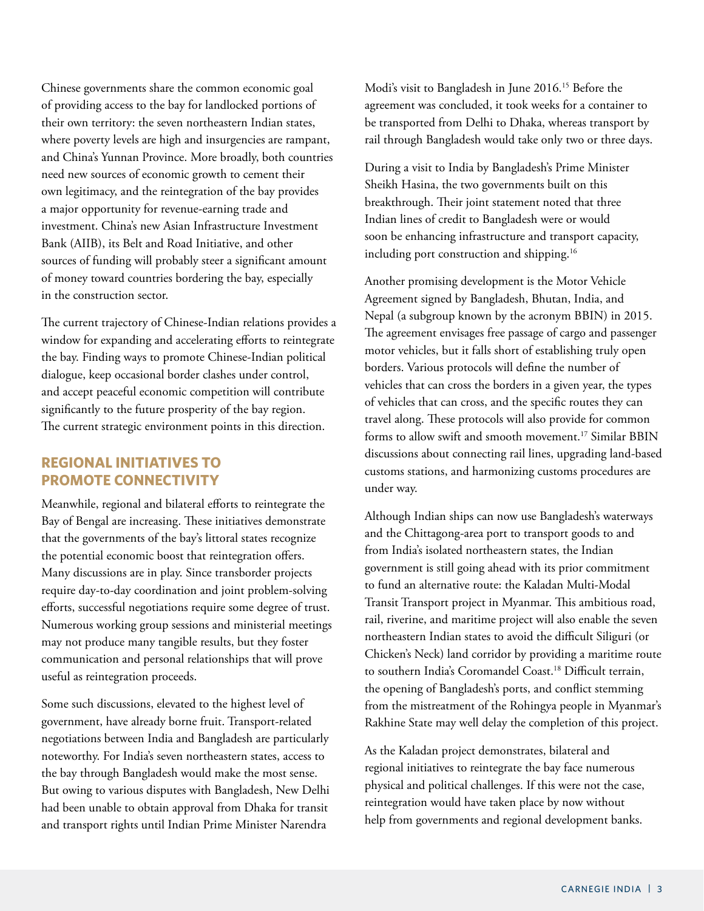Chinese governments share the common economic goal of providing access to the bay for landlocked portions of their own territory: the seven northeastern Indian states, where poverty levels are high and insurgencies are rampant, and China's Yunnan Province. More broadly, both countries need new sources of economic growth to cement their own legitimacy, and the reintegration of the bay provides a major opportunity for revenue-earning trade and investment. China's new Asian Infrastructure Investment Bank (AIIB), its Belt and Road Initiative, and other sources of funding will probably steer a significant amount of money toward countries bordering the bay, especially in the construction sector.

The current trajectory of Chinese-Indian relations provides a window for expanding and accelerating efforts to reintegrate the bay. Finding ways to promote Chinese-Indian political dialogue, keep occasional border clashes under control, and accept peaceful economic competition will contribute significantly to the future prosperity of the bay region. The current strategic environment points in this direction.

## REGIONAL INITIATIVES TO PROMOTE CONNECTIVITY

Meanwhile, regional and bilateral efforts to reintegrate the Bay of Bengal are increasing. These initiatives demonstrate that the governments of the bay's littoral states recognize the potential economic boost that reintegration offers. Many discussions are in play. Since transborder projects require day-to-day coordination and joint problem-solving efforts, successful negotiations require some degree of trust. Numerous working group sessions and ministerial meetings may not produce many tangible results, but they foster communication and personal relationships that will prove useful as reintegration proceeds.

Some such discussions, elevated to the highest level of government, have already borne fruit. Transport-related negotiations between India and Bangladesh are particularly noteworthy. For India's seven northeastern states, access to the bay through Bangladesh would make the most sense. But owing to various disputes with Bangladesh, New Delhi had been unable to obtain approval from Dhaka for transit and transport rights until Indian Prime Minister Narendra Modi's visit to Bangladesh in June 2016.[15] Before the agreement was concluded, it took weeks for a container to be transported from Delhi to Dhaka, whereas transport by rail through Bangladesh would take only two or three days.

During a visit to India by Bangladesh's Prime Minister Sheikh Hasina, the two governments built on this breakthrough. Their joint statement noted that three Indian lines of credit to Bangladesh were or would soon be enhancing infrastructure and transport capacity, including port construction and shipping.[16]

Another promising development is the Motor Vehicle Agreement signed by Bangladesh, Bhutan, India, and Nepal (a subgroup known by the acronym BBIN) in 2015. The agreement envisages free passage of cargo and passenger motor vehicles, but it falls short of establishing truly open borders. Various protocols will define the number of vehicles that can cross the borders in a given year, the types of vehicles that can cross, and the specific routes they can travel along. These protocols will also provide for common forms to allow swift and smooth movement.[17] Similar BBIN discussions about connecting rail lines, upgrading land-based customs stations, and harmonizing customs procedures are under way.

Although Indian ships can now use Bangladesh's waterways and the Chittagong-area port to transport goods to and from India's isolated northeastern states, the Indian government is still going ahead with its prior commitment to fund an alternative route: the Kaladan Multi-Modal Transit Transport project in Myanmar. This ambitious road, rail, riverine, and maritime project will also enable the seven northeastern Indian states to avoid the difficult Siliguri (or Chicken's Neck) land corridor by providing a maritime route to southern India's Coromandel Coast.[18] Difficult terrain, the opening of Bangladesh's ports, and conflict stemming from the mistreatment of the Rohingya people in Myanmar's Rakhine State may well delay the completion of this project.

As the Kaladan project demonstrates, bilateral and regional initiatives to reintegrate the bay face numerous physical and political challenges. If this were not the case, reintegration would have taken place by now without help from governments and regional development banks.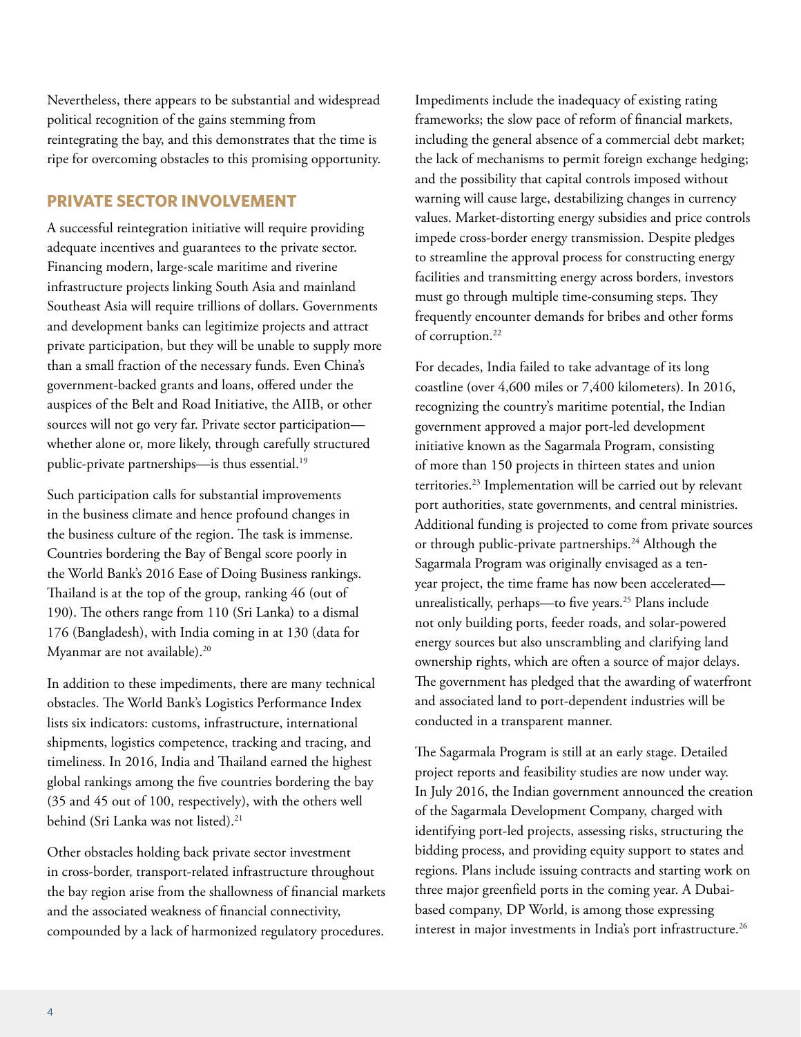Nevertheless, there appears to be substantial and widespread political recognition of the gains stemming from reintegrating the bay, and this demonstrates that the time is ripe for overcoming obstacles to this promising opportunity.

## PRIVATE SECTOR INVOLVEMENT

A successful reintegration initiative will require providing adequate incentives and guarantees to the private sector. Financing modern, large-scale maritime and riverine infrastructure projects linking South Asia and mainland Southeast Asia will require trillions of dollars. Governments and development banks can legitimize projects and attract private participation, but they will be unable to supply more than a small fraction of the necessary funds. Even China's government-backed grants and loans, offered under the auspices of the Belt and Road Initiative, the AIIB, or other sources will not go very far. Private sector participation—whether alone or, more likely, through carefully structured public-private partnerships—is thus essential.[19]

Such participation calls for substantial improvements in the business climate and hence profound changes in the business culture of the region. The task is immense. Countries bordering the Bay of Bengal score poorly in the World Bank's 2016 Ease of Doing Business rankings. Thailand is at the top of the group, ranking 46 (out of 190). The others range from 110 (Sri Lanka) to a dismal 176 (Bangladesh), with India coming in at 130 (data for Myanmar are not available).[20]

In addition to these impediments, there are many technical obstacles. The World Bank's Logistics Performance Index lists six indicators: customs, infrastructure, international shipments, logistics competence, tracking and tracing, and timeliness. In 2016, India and Thailand earned the highest global rankings among the five countries bordering the bay (35 and 45 out of 100, respectively), with the others well behind (Sri Lanka was not listed).[21]

Other obstacles holding back private sector investment in cross-border, transport-related infrastructure throughout the bay region arise from the shallowness of financial markets and the associated weakness of financial connectivity, compounded by a lack of harmonized regulatory procedures. Impediments include the inadequacy of existing rating frameworks; the slow pace of reform of financial markets, including the general absence of a commercial debt market; the lack of mechanisms to permit foreign exchange hedging; and the possibility that capital controls imposed without warning will cause large, destabilizing changes in currency values. Market-distorting energy subsidies and price controls impede cross-border energy transmission. Despite pledges to streamline the approval process for constructing energy facilities and transmitting energy across borders, investors must go through multiple time-consuming steps. They frequently encounter demands for bribes and other forms of corruption.[22]

For decades, India failed to take advantage of its long coastline (over 4,600 miles or 7,400 kilometers). In 2016, recognizing the country's maritime potential, the Indian government approved a major port-led development initiative known as the Sagarmala Program, consisting of more than 150 projects in thirteen states and union territories.[23] Implementation will be carried out by relevant port authorities, state governments, and central ministries. Additional funding is projected to come from private sources or through public-private partnerships.[24] Although the Sagarmala Program was originally envisaged as a ten-year project, the time frame has now been accelerated—unrealistically, perhaps—to five years.[25] Plans include not only building ports, feeder roads, and solar-powered energy sources but also unscrambling and clarifying land ownership rights, which are often a source of major delays. The government has pledged that the awarding of waterfront and associated land to port-dependent industries will be conducted in a transparent manner.

The Sagarmala Program is still at an early stage. Detailed project reports and feasibility studies are now under way. In July 2016, the Indian government announced the creation of the Sagarmala Development Company, charged with identifying port-led projects, assessing risks, structuring the bidding process, and providing equity support to states and regions. Plans include issuing contracts and starting work on three major greenfield ports in the coming year. A Dubai-based company, DP World, is among those expressing interest in major investments in India's port infrastructure.[26]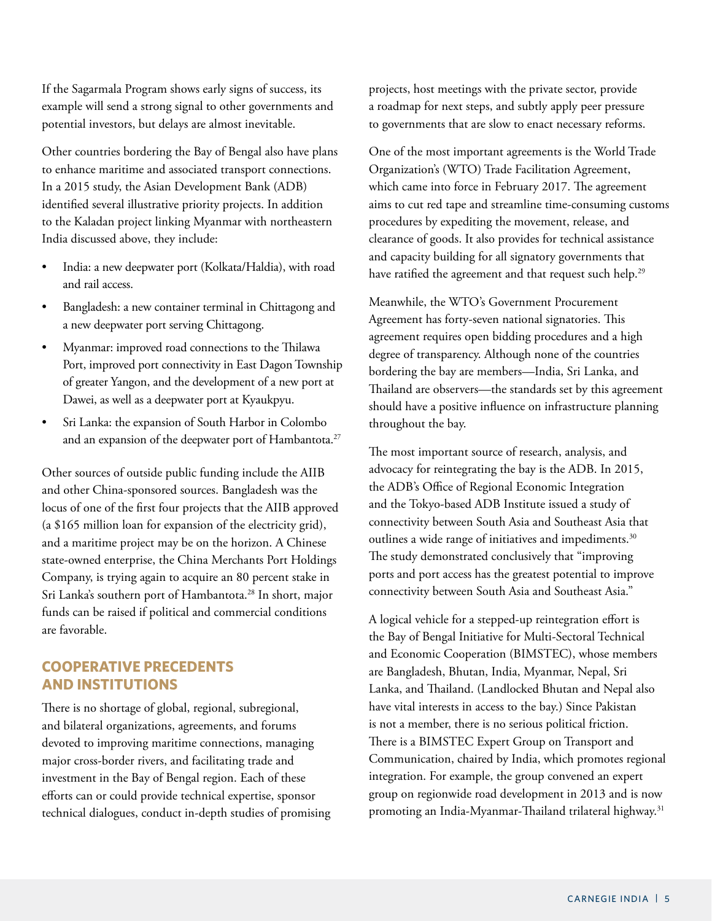If the Sagarmala Program shows early signs of success, its example will send a strong signal to other governments and potential investors, but delays are almost inevitable.

Other countries bordering the Bay of Bengal also have plans to enhance maritime and associated transport connections. In a 2015 study, the Asian Development Bank (ADB) identified several illustrative priority projects. In addition to the Kaladan project linking Myanmar with northeastern India discussed above, they include:

- India: a new deepwater port (Kolkata/Haldia), with road and rail access.
- Bangladesh: a new container terminal in Chittagong and a new deepwater port serving Chittagong.
- Myanmar: improved road connections to the Thilawa Port, improved port connectivity in East Dagon Township of greater Yangon, and the development of a new port at Dawei, as well as a deepwater port at Kyaukpyu.
- Sri Lanka: the expansion of South Harbor in Colombo and an expansion of the deepwater port of Hambantota.[27]

Other sources of outside public funding include the AIIB and other China-sponsored sources. Bangladesh was the locus of one of the first four projects that the AIIB approved (a $165 million loan for expansion of the electricity grid), and a maritime project may be on the horizon. A Chinese state-owned enterprise, the China Merchants Port Holdings Company, is trying again to acquire an 80 percent stake in Sri Lanka's southern port of Hambantota.[28] In short, major funds can be raised if political and commercial conditions are favorable.

## COOPERATIVE PRECEDENTS AND INSTITUTIONS

There is no shortage of global, regional, subregional, and bilateral organizations, agreements, and forums devoted to improving maritime connections, managing major cross-border rivers, and facilitating trade and investment in the Bay of Bengal region. Each of these efforts can or could provide technical expertise, sponsor technical dialogues, conduct in-depth studies of promising projects, host meetings with the private sector, provide a roadmap for next steps, and subtly apply peer pressure to governments that are slow to enact necessary reforms.

One of the most important agreements is the World Trade Organization's (WTO) Trade Facilitation Agreement, which came into force in February 2017. The agreement aims to cut red tape and streamline time-consuming customs procedures by expediting the movement, release, and clearance of goods. It also provides for technical assistance and capacity building for all signatory governments that have ratified the agreement and that request such help.[29]

Meanwhile, the WTO's Government Procurement Agreement has forty-seven national signatories. This agreement requires open bidding procedures and a high degree of transparency. Although none of the countries bordering the bay are members—India, Sri Lanka, and Thailand are observers—the standards set by this agreement should have a positive influence on infrastructure planning throughout the bay.

The most important source of research, analysis, and advocacy for reintegrating the bay is the ADB. In 2015, the ADB's Office of Regional Economic Integration and the Tokyo-based ADB Institute issued a study of connectivity between South Asia and Southeast Asia that outlines a wide range of initiatives and impediments.[30] The study demonstrated conclusively that "improving ports and port access has the greatest potential to improve connectivity between South Asia and Southeast Asia."

A logical vehicle for a stepped-up reintegration effort is the Bay of Bengal Initiative for Multi-Sectoral Technical and Economic Cooperation (BIMSTEC), whose members are Bangladesh, Bhutan, India, Myanmar, Nepal, Sri Lanka, and Thailand. (Landlocked Bhutan and Nepal also have vital interests in access to the bay.) Since Pakistan is not a member, there is no serious political friction. There is a BIMSTEC Expert Group on Transport and Communication, chaired by India, which promotes regional integration. For example, the group convened an expert group on regionwide road development in 2013 and is now promoting an India-Myanmar-Thailand trilateral highway.[31]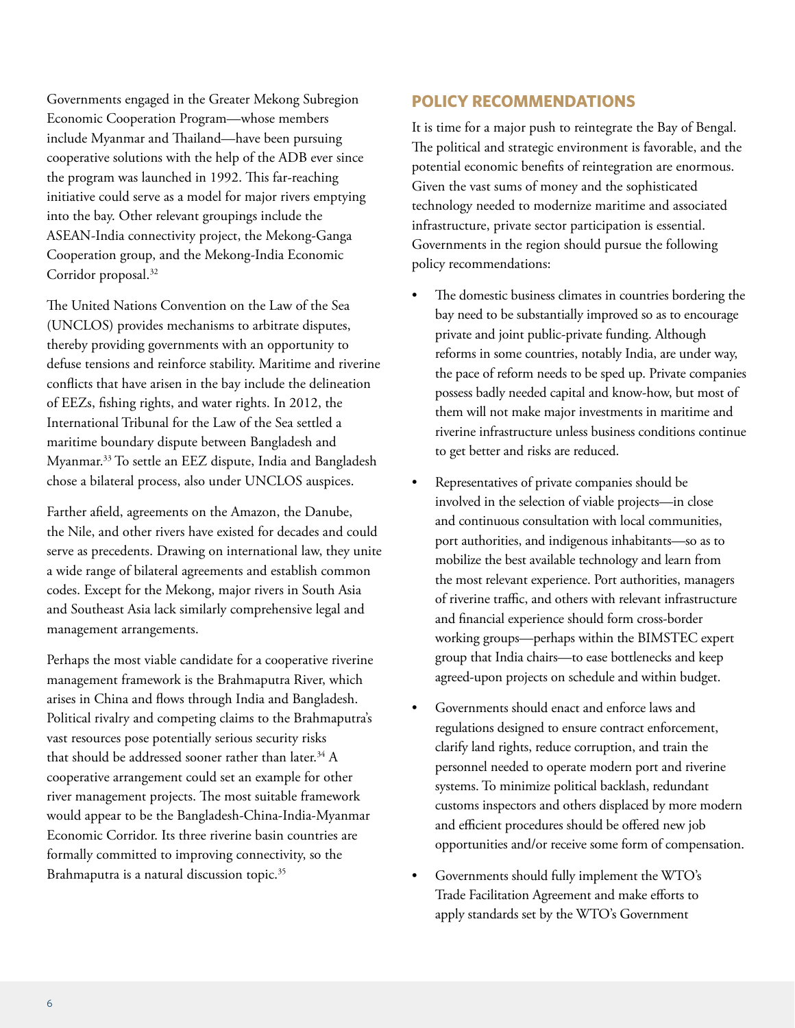Governments engaged in the Greater Mekong Subregion Economic Cooperation Program—whose members include Myanmar and Thailand—have been pursuing cooperative solutions with the help of the ADB ever since the program was launched in 1992. This far-reaching initiative could serve as a model for major rivers emptying into the bay. Other relevant groupings include the ASEAN-India connectivity project, the Mekong-Ganga Cooperation group, and the Mekong-India Economic Corridor proposal.[32]

The United Nations Convention on the Law of the Sea (UNCLOS) provides mechanisms to arbitrate disputes, thereby providing governments with an opportunity to defuse tensions and reinforce stability. Maritime and riverine conflicts that have arisen in the bay include the delineation of EEZs, fishing rights, and water rights. In 2012, the International Tribunal for the Law of the Sea settled a maritime boundary dispute between Bangladesh and Myanmar.[33] To settle an EEZ dispute, India and Bangladesh chose a bilateral process, also under UNCLOS auspices.

Farther afield, agreements on the Amazon, the Danube, the Nile, and other rivers have existed for decades and could serve as precedents. Drawing on international law, they unite a wide range of bilateral agreements and establish common codes. Except for the Mekong, major rivers in South Asia and Southeast Asia lack similarly comprehensive legal and management arrangements.

Perhaps the most viable candidate for a cooperative riverine management framework is the Brahmaputra River, which arises in China and flows through India and Bangladesh. Political rivalry and competing claims to the Brahmaputra's vast resources pose potentially serious security risks that should be addressed sooner rather than later.[34] A cooperative arrangement could set an example for other river management projects. The most suitable framework would appear to be the Bangladesh-China-India-Myanmar Economic Corridor. Its three riverine basin countries are formally committed to improving connectivity, so the Brahmaputra is a natural discussion topic.[35]

## POLICY RECOMMENDATIONS

It is time for a major push to reintegrate the Bay of Bengal. The political and strategic environment is favorable, and the potential economic benefits of reintegration are enormous. Given the vast sums of money and the sophisticated technology needed to modernize maritime and associated infrastructure, private sector participation is essential. Governments in the region should pursue the following policy recommendations:

- The domestic business climates in countries bordering the bay need to be substantially improved so as to encourage private and joint public-private funding. Although reforms in some countries, notably India, are under way, the pace of reform needs to be sped up. Private companies possess badly needed capital and know-how, but most of them will not make major investments in maritime and riverine infrastructure unless business conditions continue to get better and risks are reduced.
- Representatives of private companies should be involved in the selection of viable projects—in close and continuous consultation with local communities, port authorities, and indigenous inhabitants—so as to mobilize the best available technology and learn from the most relevant experience. Port authorities, managers of riverine traffic, and others with relevant infrastructure and financial experience should form cross-border working groups—perhaps within the BIMSTEC expert group that India chairs—to ease bottlenecks and keep agreed-upon projects on schedule and within budget.
- Governments should enact and enforce laws and regulations designed to ensure contract enforcement, clarify land rights, reduce corruption, and train the personnel needed to operate modern port and riverine systems. To minimize political backlash, redundant customs inspectors and others displaced by more modern and efficient procedures should be offered new job opportunities and/or receive some form of compensation.
- Governments should fully implement the WTO's Trade Facilitation Agreement and make efforts to apply standards set by the WTO's Government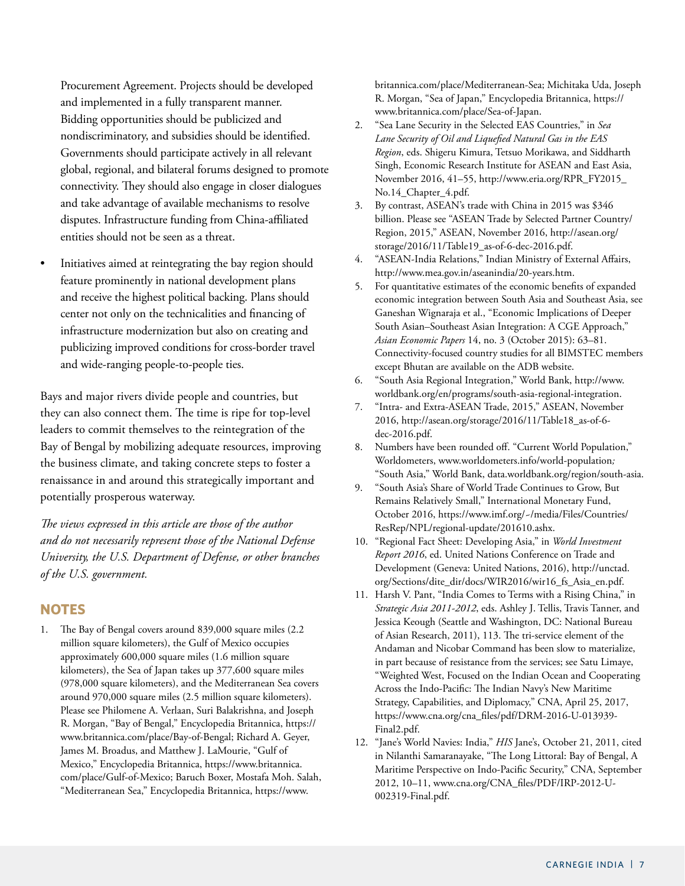Procurement Agreement. Projects should be developed and implemented in a fully transparent manner. Bidding opportunities should be publicized and nondiscriminatory, and subsidies should be identified. Governments should participate actively in all relevant global, regional, and bilateral forums designed to promote connectivity. They should also engage in closer dialogues and take advantage of available mechanisms to resolve disputes. Infrastructure funding from China-affiliated entities should not be seen as a threat.

- Initiatives aimed at reintegrating the bay region should feature prominently in national development plans and receive the highest political backing. Plans should center not only on the technicalities and financing of infrastructure modernization but also on creating and publicizing improved conditions for cross-border travel and wide-ranging people-to-people ties.

Bays and major rivers divide people and countries, but they can also connect them. The time is ripe for top-level leaders to commit themselves to the reintegration of the Bay of Bengal by mobilizing adequate resources, improving the business climate, and taking concrete steps to foster a renaissance in and around this strategically important and potentially prosperous waterway.

*The views expressed in this article are those of the author and do not necessarily represent those of the National Defense University, the U.S. Department of Defense, or other branches of the U.S. government.*

## NOTES

1. The Bay of Bengal covers around 839,000 square miles (2.2 million square kilometers), the Gulf of Mexico occupies approximately 600,000 square miles (1.6 million square kilometers), the Sea of Japan takes up 377,600 square miles (978,000 square kilometers), and the Mediterranean Sea covers around 970,000 square miles (2.5 million square kilometers). Please see Philomene A. Verlaan, Suri Balakrishna, and Joseph R. Morgan, "Bay of Bengal," Encyclopedia Britannica, https://www.britannica.com/place/Bay-of-Bengal; Richard A. Geyer, James M. Broadus, and Matthew J. LaMourie, "Gulf of Mexico," Encyclopedia Britannica, https://www.britannica.com/place/Gulf-of-Mexico; Baruch Boxer, Mostafa Moh. Salah, "Mediterranean Sea," Encyclopedia Britannica, https://www.britannica.com/place/Mediterranean-Sea; Michitaka Uda, Joseph R. Morgan, "Sea of Japan," Encyclopedia Britannica, https://www.britannica.com/place/Sea-of-Japan.
2. "Sea Lane Security in the Selected EAS Countries," in *Sea Lane Security of Oil and Liquefied Natural Gas in the EAS Region*, eds. Shigeru Kimura, Tetsuo Morikawa, and Siddharth Singh, Economic Research Institute for ASEAN and East Asia, November 2016, 41–55, http://www.eria.org/RPR_FY2015_No.14_Chapter_4.pdf.
3. By contrast, ASEAN's trade with China in 2015 was $346 billion. Please see "ASEAN Trade by Selected Partner Country/Region, 2015," ASEAN, November 2016, http://asean.org/storage/2016/11/Table19_as-of-6-dec-2016.pdf.
4. "ASEAN-India Relations," Indian Ministry of External Affairs, http://www.mea.gov.in/aseanindia/20-years.htm.
5. For quantitative estimates of the economic benefits of expanded economic integration between South Asia and Southeast Asia, see Ganeshan Wignaraja et al., "Economic Implications of Deeper South Asian–Southeast Asian Integration: A CGE Approach," *Asian Economic Papers* 14, no. 3 (October 2015): 63–81. Connectivity-focused country studies for all BIMSTEC members except Bhutan are available on the ADB website.
6. "South Asia Regional Integration," World Bank, http://www.worldbank.org/en/programs/south-asia-regional-integration.
7. "Intra- and Extra-ASEAN Trade, 2015," ASEAN, November 2016, http://asean.org/storage/2016/11/Table18_as-of-6-dec-2016.pdf.
8. Numbers have been rounded off. "Current World Population," Worldometers, www.worldometers.info/world-population; "South Asia," World Bank, data.worldbank.org/region/south-asia.
9. "South Asia's Share of World Trade Continues to Grow, But Remains Relatively Small," International Monetary Fund, October 2016, https://www.imf.org/~/media/Files/Countries/ResRep/NPL/regional-update/201610.ashx.
10. "Regional Fact Sheet: Developing Asia," in *World Investment Report 2016*, ed. United Nations Conference on Trade and Development (Geneva: United Nations, 2016), http://unctad.org/Sections/dite_dir/docs/WIR2016/wir16_fs_Asia_en.pdf.
11. Harsh V. Pant, "India Comes to Terms with a Rising China," in *Strategic Asia 2011-2012*, eds. Ashley J. Tellis, Travis Tanner, and Jessica Keough (Seattle and Washington, DC: National Bureau of Asian Research, 2011), 113. The tri-service element of the Andaman and Nicobar Command has been slow to materialize, in part because of resistance from the services; see Satu Limaye, "Weighted West, Focused on the Indian Ocean and Cooperating Across the Indo-Pacific: The Indian Navy's New Maritime Strategy, Capabilities, and Diplomacy," CNA, April 25, 2017, https://www.cna.org/cna_files/pdf/DRM-2016-U-013939-Final2.pdf.
12. "Jane's World Navies: India," *HIS* Jane's, October 21, 2011, cited in Nilanthi Samaranayake, "The Long Littoral: Bay of Bengal, A Maritime Perspective on Indo-Pacific Security," CNA, September 2012, 10–11, www.cna.org/CNA_files/PDF/IRP-2012-U-002319-Final.pdf.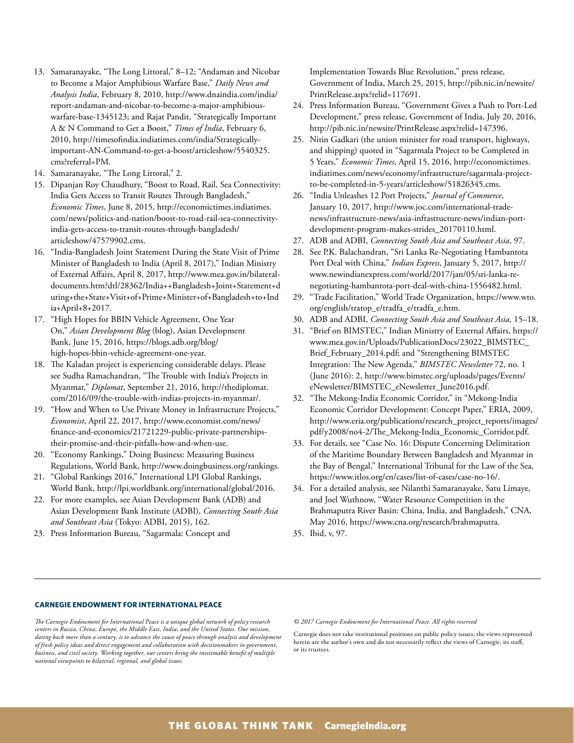13. Samaranayake, "The Long Littoral," 8–12; "Andaman and Nicobar to Become a Major Amphibious Warfare Base," *Daily News and Analysis India*, February 8, 2010, http://www.dnaindia.com/india/report-andaman-and-nicobar-to-become-a-major-amphibious-warfare-base-1345123; and Rajat Pandit, "Strategically Important A & N Command to Get a Boost," *Times of India*, February 6, 2010, http://timesofindia.indiatimes.com/india/Strategically-important-AN-Command-to-get-a-boost/articleshow/5540325.cms?referral=PM.
14. Samaranayake, "The Long Littoral," 2.
15. Dipanjan Roy Chaudhury, "Boost to Road, Rail, Sea Connectivity: India Gets Access to Transit Routes Through Bangladesh," *Economic Times*, June 8, 2015, http://economictimes.indiatimes.com/news/politics-and-nation/boost-to-road-rail-sea-connectivity-india-gets-access-to-transit-routes-through-bangladesh/articleshow/47579902.cms.
16. "India-Bangladesh Joint Statement During the State Visit of Prime Minister of Bangladesh to India (April 8, 2017)," Indian Ministry of External Affairs, April 8, 2017, http://www.mea.gov.in/bilateral-documents.htm?dtl/28362/India++Bangladesh+Joint+Statement+during+the+State+Visit+of+Prime+Minister+of+Bangladesh+to+India+April+8+2017.
17. "High Hopes for BBIN Vehicle Agreement, One Year On," *Asian Development Blog* (blog), Asian Development Bank, June 15, 2016, https://blogs.adb.org/blog/high-hopes-bbin-vehicle-agreement-one-year.
18. The Kaladan project is experiencing considerable delays. Please see Sudha Ramachandran, "The Trouble with India's Projects in Myanmar," *Diplomat*, September 21, 2016, http://thediplomat.com/2016/09/the-trouble-with-indias-projects-in-myanmar/.
19. "How and When to Use Private Money in Infrastructure Projects," *Economist*, April 22, 2017, http://www.economist.com/news/finance-and-economics/21721229-public-private-partnerships-their-promise-and-their-pitfalls-how-and-when-use.
20. "Economy Rankings," Doing Business: Measuring Business Regulations, World Bank, http://www.doingbusiness.org/rankings.
21. "Global Rankings 2016," International LPI Global Rankings, World Bank, http://lpi.worldbank.org/international/global/2016.
22. For more examples, see Asian Development Bank (ADB) and Asian Development Bank Institute (ADBI), *Connecting South Asia and Southeast Asia* (Tokyo: ADBI, 2015), 162.
23. Press Information Bureau, "Sagarmala: Concept and Implementation Towards Blue Revolution," press release, Government of India, March 25, 2015, http://pib.nic.in/newsite/PrintRelease.aspx?relid=117691.
24. Press Information Bureau, "Government Gives a Push to Port-Led Development," press release, Government of India, July 20, 2016, http://pib.nic.in/newsite/PrintRelease.aspx?relid=147396.
25. Nitin Gadkari (the union minister for road transport, highways, and shipping) quoted in "Sagarmala Project to be Completed in 5 Years," *Economic Times*, April 15, 2016, http://economictimes.indiatimes.com/news/economy/infrastructure/sagarmala-project-to-be-completed-in-5-years/articleshow/51826345.cms.
26. "India Unleashes 12 Port Projects," *Journal of Commerce*, January 10, 2017, http://www.joc.com/international-trade-news/infrastructure-news/asia-infrastructure-news/indian-port-development-program-makes-strides_20170110.html.
27. ADB and ADBI, *Connecting South Asia and Southeast Asia*, 97.
28. See P.K. Balachandran, "Sri Lanka Re-Negotiating Hambantota Port Deal with China," *Indian Express*, January 5, 2017, http://www.newindianexpress.com/world/2017/jan/05/sri-lanka-re-negotiating-hambantota-port-deal-with-china-1556482.html.
29. "Trade Facilitation," World Trade Organization, https://www.wto.org/english/tratop_e/tradfa_e/tradfa_e.htm.
30. ADB and ADBI, *Connecting South Asia and Southeast Asia*, 15–18.
31. "Brief on BIMSTEC," Indian Ministry of External Affairs, https://www.mea.gov.in/Uploads/PublicationDocs/23022_BIMSTEC_Brief_February_2014.pdf; and "Strengthening BIMSTEC Integration: The New Agenda," *BIMSTEC Newsletter* 72, no. 1 (June 2016): 2, http://www.bimstec.org/uploads/pages/Events/eNewsletter/BIMSTEC_eNewsletter_June2016.pdf.
32. "The Mekong-India Economic Corridor," in "Mekong-India Economic Corridor Development: Concept Paper," ERIA, 2009, http://www.eria.org/publications/research_project_reports/images/pdf/y2008/no4-2/The_Mekong-India_Economic_Corridor.pdf.
33. For details, see "Case No. 16: Dispute Concerning Delimitation of the Maritime Boundary Between Bangladesh and Myanmar in the Bay of Bengal," International Tribunal for the Law of the Sea, https://www.itlos.org/en/cases/list-of-cases/case-no-16/.
34. For a detailed analysis, see Nilanthi Samaranayake, Satu Limaye, and Joel Wuthnow, "Water Resource Competition in the Brahmaputra River Basin: China, India, and Bangladesh," CNA, May 2016, https://www.cna.org/research/brahmaputra.
35. Ibid, v, 97.

---

**CARNEGIE ENDOWMENT FOR INTERNATIONAL PEACE**

*The Carnegie Endowment for International Peace is a unique global network of policy research centers in Russia, China, Europe, the Middle East, India, and the United States. Our mission, dating back more than a century, is to advance the cause of peace through analysis and development of fresh policy ideas and direct engagement and collaboration with decisionmakers in government, business, and civil society. Working together, our centers bring the inestimable benefit of multiple national viewpoints to bilateral, regional, and global issues.*

*© 2017 Carnegie Endowment for International Peace. All rights reserved*

Carnegie does not take institutional positions on public policy issues; the views represented herein are the author's own and do not necessarily reflect the views of Carnegie, its staff, or its trustees.

**THE GLOBAL THINK TANK** CarnegieIndia.org